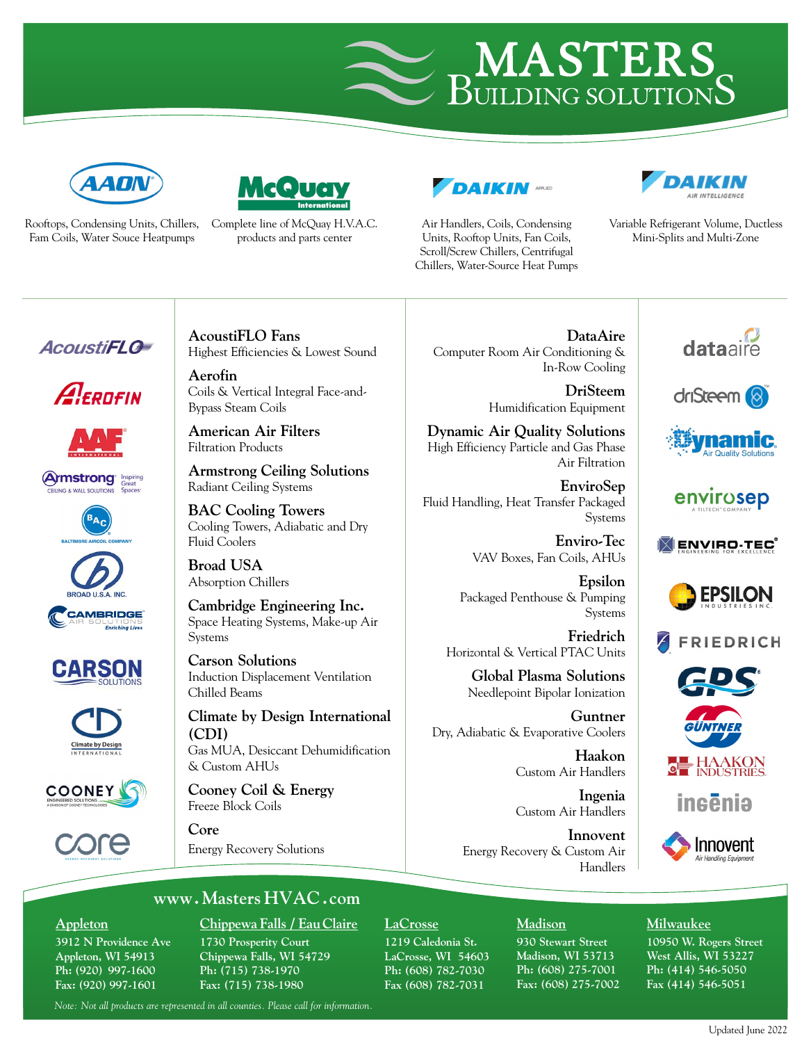# MASTERS BUILDING SOLUTIONS

**AAON** — Rooftops, Condensing Units, Chillers, Fam Coils, Water Souce Heatpumps

**McQuay International** — Complete line of McQuay H.V.A.C. products and parts center

**Daikin Applied** — Air Handlers, Coils, Condensing Units, Rooftop Units, Fan Coils, Scroll/Screw Chillers, Centrifugal Chillers, Water-Source Heat Pumps

**Daikin Air Intelligence** — Variable Refrigerant Volume, Ductless Mini-Splits and Multi-Zone

**AcoustiFLO Fans**
Highest Efficiencies & Lowest Sound

**Aerofin**
Coils & Vertical Integral Face-and-Bypass Steam Coils

**American Air Filters**
Filtration Products

**Armstrong Ceiling Solutions**
Radiant Ceiling Systems

**BAC Cooling Towers**
Cooling Towers, Adiabatic and Dry Fluid Coolers

**Broad USA**
Absorption Chillers

**Cambridge Engineering Inc.**
Space Heating Systems, Make-up Air Systems

**Carson Solutions**
Induction Displacement Ventilation Chilled Beams

**Climate by Design International (CDI)**
Gas MUA, Desiccant Dehumidification & Custom AHUs

**Cooney Coil & Energy**
Freeze Block Coils

**Core**
Energy Recovery Solutions

**DataAire**
Computer Room Air Conditioning & In-Row Cooling

**DriSteem**
Humidification Equipment

**Dynamic Air Quality Solutions**
High Efficiency Particle and Gas Phase Air Filtration

**EnviroSep**
Fluid Handling, Heat Transfer Packaged Systems

**Enviro-Tec**
VAV Boxes, Fan Coils, AHUs

**Epsilon**
Packaged Penthouse & Pumping Systems

**Friedrich**
Horizontal & Vertical PTAC Units

**Global Plasma Solutions**
Needlepoint Bipolar Ionization

**Guntner**
Dry, Adiabatic & Evaporative Coolers

**Haakon**
Custom Air Handlers

**Ingenia**
Custom Air Handlers

**Innovent**
Energy Recovery & Custom Air Handlers

## www.MastersHVAC.com

**Appleton**
3912 N Providence Ave
Appleton, WI 54913
Ph: (920) 997-1600
Fax: (920) 997-1601

**Chippewa Falls / Eau Claire**
1730 Prosperity Court
Chippewa Falls, WI 54729
Ph: (715) 738-1970
Fax: (715) 738-1980

**LaCrosse**
1219 Caledonia St.
LaCrosse, WI 54603
Ph: (608) 782-7030
Fax (608) 782-7031

**Madison**
930 Stewart Street
Madison, WI 53713
Ph: (608) 275-7001
Fax: (608) 275-7002

**Milwaukee**
10950 W. Rogers Street
West Allis, WI 53227
Ph: (414) 546-5050
Fax (414) 546-5051

*Note: Not all products are represented in all counties. Please call for information.*

Updated June 2022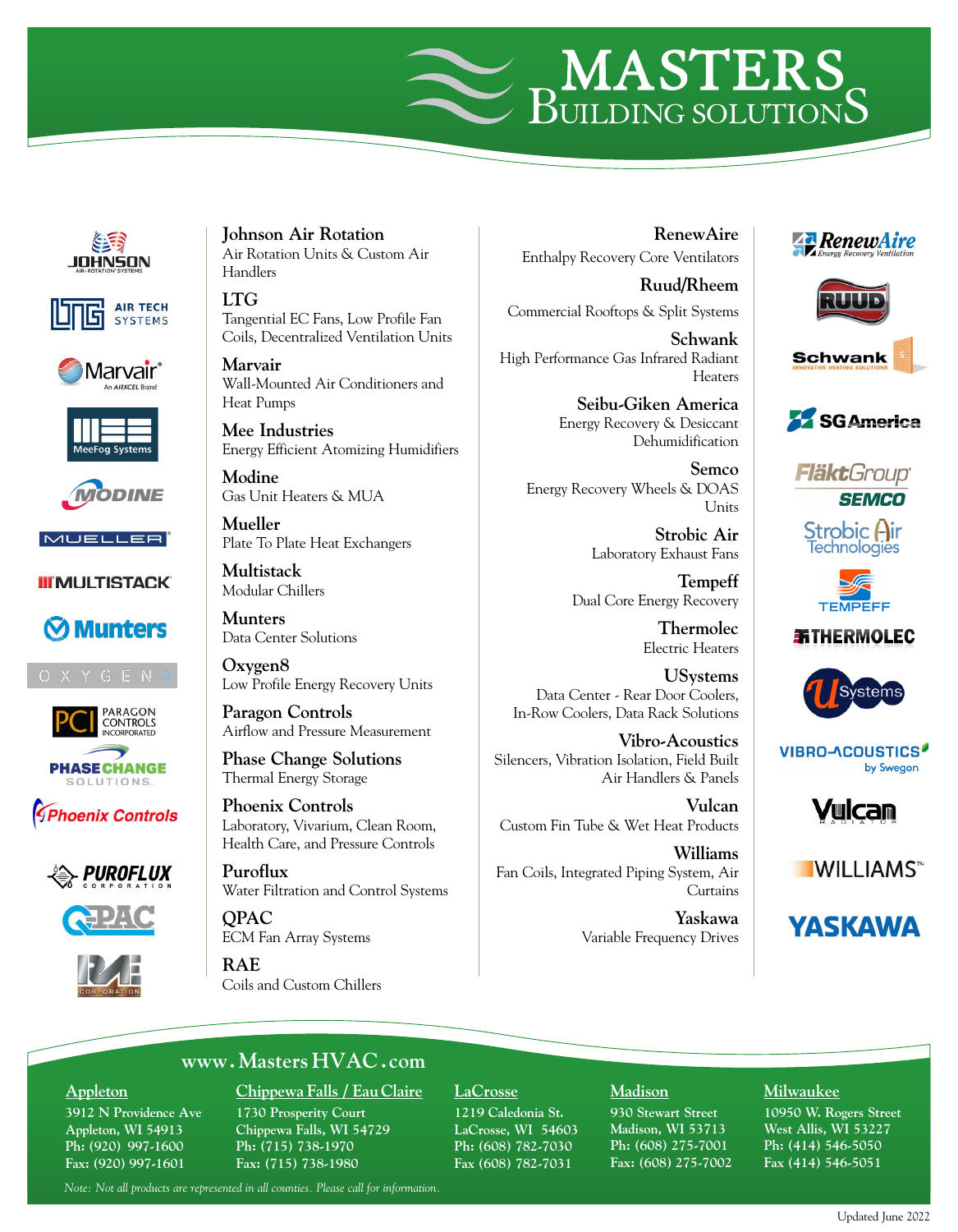# MASTERS BUILDING SOLUTIONS

**Johnson Air Rotation**
Air Rotation Units & Custom Air Handlers

**LTG**
Tangential EC Fans, Low Profile Fan Coils, Decentralized Ventilation Units

**Marvair**
Wall-Mounted Air Conditioners and Heat Pumps

**Mee Industries**
Energy Efficient Atomizing Humidifiers

**Modine**
Gas Unit Heaters & MUA

**Mueller**
Plate To Plate Heat Exchangers

**Multistack**
Modular Chillers

**Munters**
Data Center Solutions

**Oxygen8**
Low Profile Energy Recovery Units

**Paragon Controls**
Airflow and Pressure Measurement

**Phase Change Solutions**
Thermal Energy Storage

**Phoenix Controls**
Laboratory, Vivarium, Clean Room, Health Care, and Pressure Controls

**Puroflux**
Water Filtration and Control Systems

**QPAC**
ECM Fan Array Systems

**RAE**
Coils and Custom Chillers

**RenewAire**
Enthalpy Recovery Core Ventilators

**Ruud/Rheem**
Commercial Rooftops & Split Systems

**Schwank**
High Performance Gas Infrared Radiant Heaters

**Seibu-Giken America**
Energy Recovery & Desiccant Dehumidification

**Semco**
Energy Recovery Wheels & DOAS Units

**Strobic Air**
Laboratory Exhaust Fans

**Tempeff**
Dual Core Energy Recovery

**Thermolec**
Electric Heaters

**USystems**
Data Center - Rear Door Coolers, In-Row Coolers, Data Rack Solutions

**Vibro-Acoustics**
Silencers, Vibration Isolation, Field Built Air Handlers & Panels

**Vulcan**
Custom Fin Tube & Wet Heat Products

**Williams**
Fan Coils, Integrated Piping System, Air Curtains

**Yaskawa**
Variable Frequency Drives

**www.MastersHVAC.com**

**Appleton**
3912 N Providence Ave
Appleton, WI 54913
Ph: (920) 997-1600
Fax: (920) 997-1601

**Chippewa Falls / Eau Claire**
1730 Prosperity Court
Chippewa Falls, WI 54729
Ph: (715) 738-1970
Fax: (715) 738-1980

**LaCrosse**
1219 Caledonia St.
LaCrosse, WI 54603
Ph: (608) 782-7030
Fax (608) 782-7031

**Madison**
930 Stewart Street
Madison, WI 53713
Ph: (608) 275-7001
Fax: (608) 275-7002

**Milwaukee**
10950 W. Rogers Street
West Allis, WI 53227
Ph: (414) 546-5050
Fax (414) 546-5051

*Note: Not all products are represented in all counties. Please call for information.*

Updated June 2022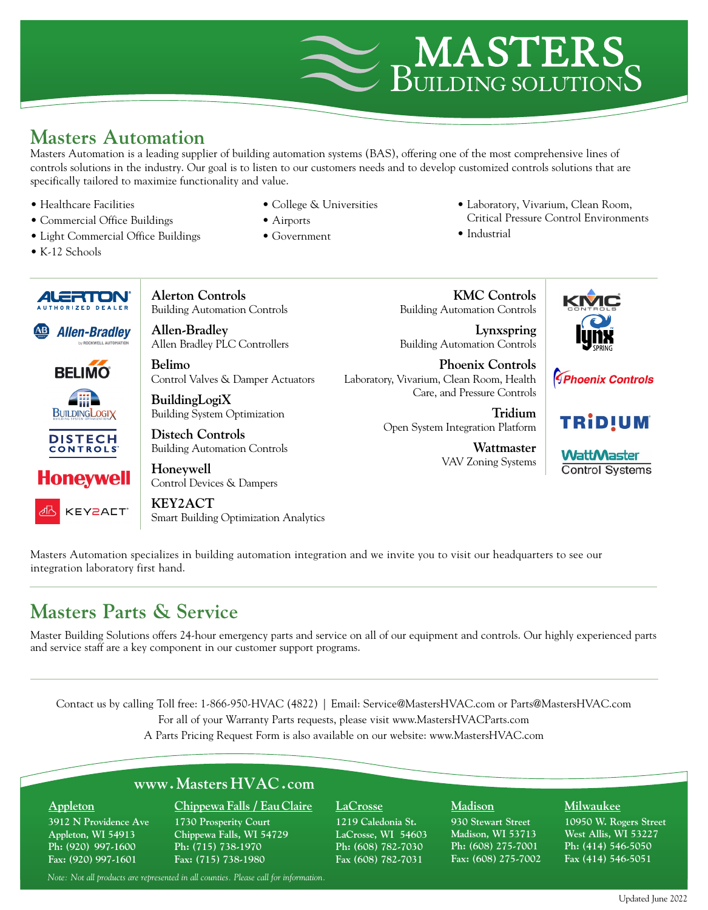# MASTERS BUILDING SOLUTIONS

## Masters Automation

Masters Automation is a leading supplier of building automation systems (BAS), offering one of the most comprehensive lines of controls solutions in the industry. Our goal is to listen to our customers needs and to develop customized controls solutions that are specifically tailored to maximize functionality and value.

- Healthcare Facilities
- Commercial Office Buildings
- Light Commercial Office Buildings
- K-12 Schools
- College & Universities
- Airports
- Government
- Laboratory, Vivarium, Clean Room, Critical Pressure Control Environments
- Industrial

**Alerton Controls**
Building Automation Controls

**Allen-Bradley**
Allen Bradley PLC Controllers

**Belimo**
Control Valves & Damper Actuators

**BuildingLogiX**
Building System Optimization

**Distech Controls**
Building Automation Controls

**Honeywell**
Control Devices & Dampers

**KEY2ACT**
Smart Building Optimization Analytics

**KMC Controls**
Building Automation Controls

**Lynxspring**
Building Automation Controls

**Phoenix Controls**
Laboratory, Vivarium, Clean Room, Health Care, and Pressure Controls

**Tridium**
Open System Integration Platform

**Wattmaster**
VAV Zoning Systems

Masters Automation specializes in building automation integration and we invite you to visit our headquarters to see our integration laboratory first hand.

## Masters Parts & Service

Master Building Solutions offers 24-hour emergency parts and service on all of our equipment and controls. Our highly experienced parts and service staff are a key component in our customer support programs.

Contact us by calling Toll free: 1-866-950-HVAC (4822) | Email: Service@MastersHVAC.com or Parts@MastersHVAC.com
For all of your Warranty Parts requests, please visit www.MastersHVACParts.com
A Parts Pricing Request Form is also available on our website: www.MastersHVAC.com

**www.MastersHVAC.com**

**Appleton**
3912 N Providence Ave
Appleton, WI 54913
Ph: (920) 997-1600
Fax: (920) 997-1601

**Chippewa Falls / Eau Claire**
1730 Prosperity Court
Chippewa Falls, WI 54729
Ph: (715) 738-1970
Fax: (715) 738-1980

**LaCrosse**
1219 Caledonia St.
LaCrosse, WI 54603
Ph: (608) 782-7030
Fax (608) 782-7031

**Madison**
930 Stewart Street
Madison, WI 53713
Ph: (608) 275-7001
Fax: (608) 275-7002

**Milwaukee**
10950 W. Rogers Street
West Allis, WI 53227
Ph: (414) 546-5050
Fax (414) 546-5051

*Note: Not all products are represented in all counties. Please call for information.*

Updated June 2022